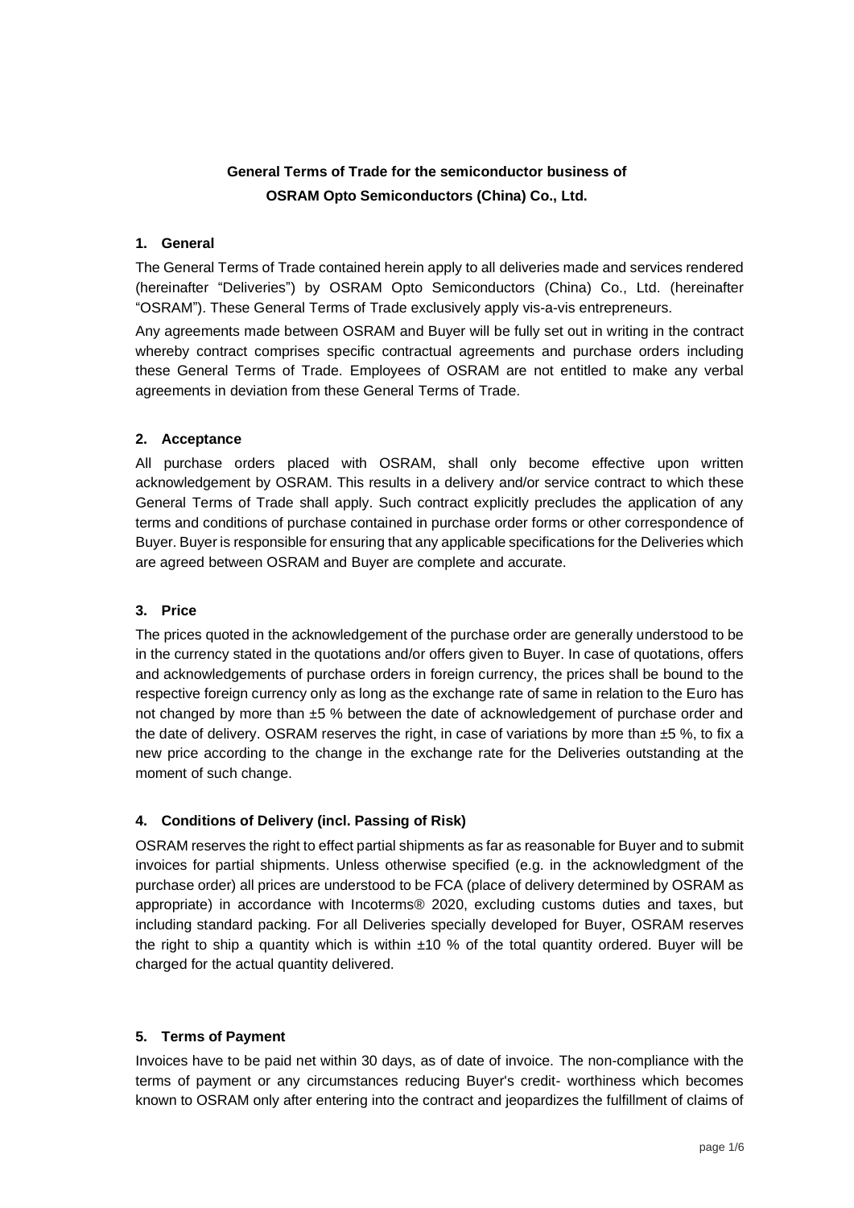# General Terms of Trade for the semiconductor business of OSRAM Opto Semiconductors (China) Co., Ltd.

## 1. General

The General Terms of Trade contained herein apply to all deliveries made and services rendered (hereinafter "Deliveries") by OSRAM Opto Semiconductors (China) Co., Ltd. (hereinafter "OSRAM"). These General Terms of Trade exclusively apply vis-a-vis entrepreneurs.

Any agreements made between OSRAM and Buyer will be fully set out in writing in the contract whereby contract comprises specific contractual agreements and purchase orders including these General Terms of Trade. Employees of OSRAM are not entitled to make any verbal agreements in deviation from these General Terms of Trade.

## 2. Acceptance

All purchase orders placed with OSRAM, shall only become effective upon written acknowledgement by OSRAM. This results in a delivery and/or service contract to which these General Terms of Trade shall apply. Such contract explicitly precludes the application of any terms and conditions of purchase contained in purchase order forms or other correspondence of Buyer. Buyer is responsible for ensuring that any applicable specifications for the Deliveries which are agreed between OSRAM and Buyer are complete and accurate.

## 3. Price

The prices quoted in the acknowledgement of the purchase order are generally understood to be in the currency stated in the quotations and/or offers given to Buyer. In case of quotations, offers and acknowledgements of purchase orders in foreign currency, the prices shall be bound to the respective foreign currency only as long as the exchange rate of same in relation to the Euro has not changed by more than ±5 % between the date of acknowledgement of purchase order and the date of delivery. OSRAM reserves the right, in case of variations by more than ±5 %, to fix a new price according to the change in the exchange rate for the Deliveries outstanding at the moment of such change.

## 4. Conditions of Delivery (incl. Passing of Risk)

OSRAM reserves the right to effect partial shipments as far as reasonable for Buyer and to submit invoices for partial shipments. Unless otherwise specified (e.g. in the acknowledgment of the purchase order) all prices are understood to be FCA (place of delivery determined by OSRAM as appropriate) in accordance with Incoterms® 2020, excluding customs duties and taxes, but including standard packing. For all Deliveries specially developed for Buyer, OSRAM reserves the right to ship a quantity which is within ±10 % of the total quantity ordered. Buyer will be charged for the actual quantity delivered.

## 5. Terms of Payment

Invoices have to be paid net within 30 days, as of date of invoice. The non-compliance with the terms of payment or any circumstances reducing Buyer's credit- worthiness which becomes known to OSRAM only after entering into the contract and jeopardizes the fulfillment of claims of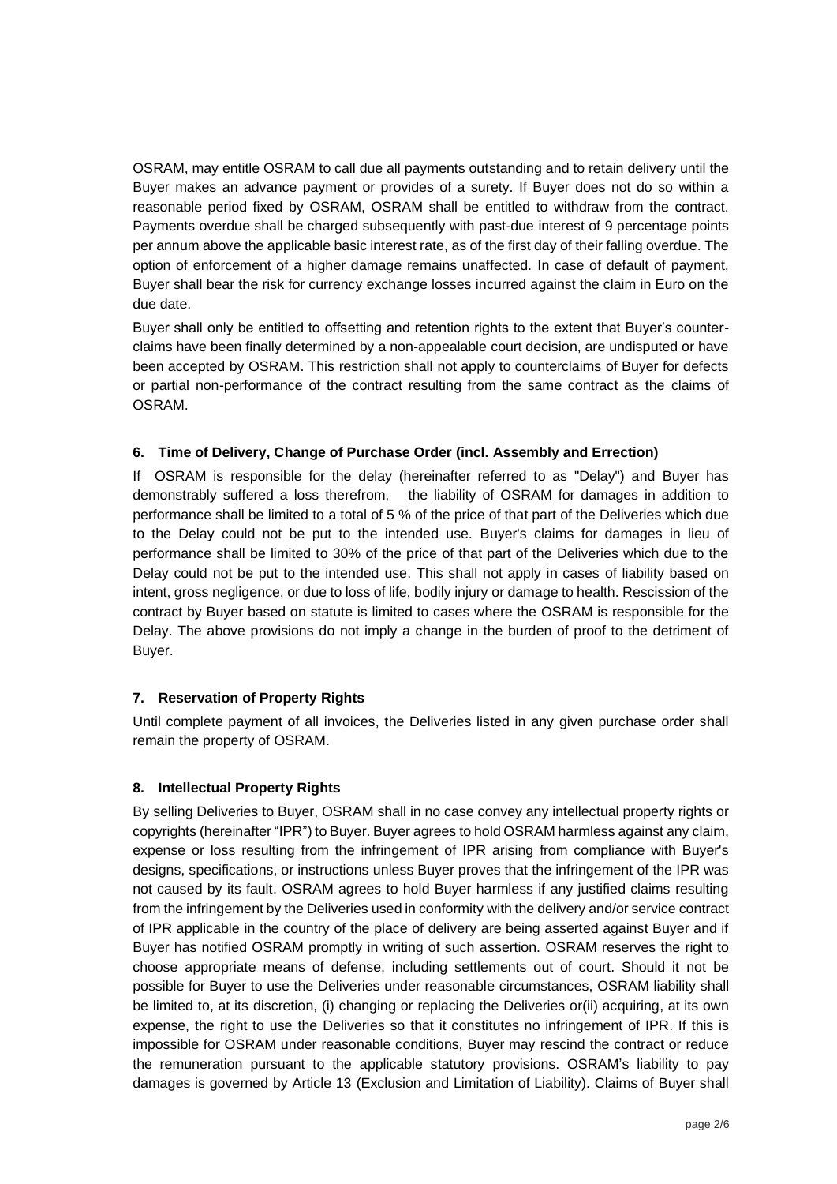OSRAM, may entitle OSRAM to call due all payments outstanding and to retain delivery until the Buyer makes an advance payment or provides of a surety. If Buyer does not do so within a reasonable period fixed by OSRAM, OSRAM shall be entitled to withdraw from the contract. Payments overdue shall be charged subsequently with past-due interest of 9 percentage points per annum above the applicable basic interest rate, as of the first day of their falling overdue. The option of enforcement of a higher damage remains unaffected. In case of default of payment, Buyer shall bear the risk for currency exchange losses incurred against the claim in Euro on the due date.

Buyer shall only be entitled to offsetting and retention rights to the extent that Buyer's counter-claims have been finally determined by a non-appealable court decision, are undisputed or have been accepted by OSRAM. This restriction shall not apply to counterclaims of Buyer for defects or partial non-performance of the contract resulting from the same contract as the claims of OSRAM.

### 6. Time of Delivery, Change of Purchase Order (incl. Assembly and Errection)

If OSRAM is responsible for the delay (hereinafter referred to as "Delay") and Buyer has demonstrably suffered a loss therefrom, the liability of OSRAM for damages in addition to performance shall be limited to a total of 5 % of the price of that part of the Deliveries which due to the Delay could not be put to the intended use. Buyer's claims for damages in lieu of performance shall be limited to 30% of the price of that part of the Deliveries which due to the Delay could not be put to the intended use. This shall not apply in cases of liability based on intent, gross negligence, or due to loss of life, bodily injury or damage to health. Rescission of the contract by Buyer based on statute is limited to cases where the OSRAM is responsible for the Delay. The above provisions do not imply a change in the burden of proof to the detriment of Buyer.

### 7. Reservation of Property Rights

Until complete payment of all invoices, the Deliveries listed in any given purchase order shall remain the property of OSRAM.

### 8. Intellectual Property Rights

By selling Deliveries to Buyer, OSRAM shall in no case convey any intellectual property rights or copyrights (hereinafter "IPR") to Buyer. Buyer agrees to hold OSRAM harmless against any claim, expense or loss resulting from the infringement of IPR arising from compliance with Buyer's designs, specifications, or instructions unless Buyer proves that the infringement of the IPR was not caused by its fault. OSRAM agrees to hold Buyer harmless if any justified claims resulting from the infringement by the Deliveries used in conformity with the delivery and/or service contract of IPR applicable in the country of the place of delivery are being asserted against Buyer and if Buyer has notified OSRAM promptly in writing of such assertion. OSRAM reserves the right to choose appropriate means of defense, including settlements out of court. Should it not be possible for Buyer to use the Deliveries under reasonable circumstances, OSRAM liability shall be limited to, at its discretion, (i) changing or replacing the Deliveries or(ii) acquiring, at its own expense, the right to use the Deliveries so that it constitutes no infringement of IPR. If this is impossible for OSRAM under reasonable conditions, Buyer may rescind the contract or reduce the remuneration pursuant to the applicable statutory provisions. OSRAM's liability to pay damages is governed by Article 13 (Exclusion and Limitation of Liability). Claims of Buyer shall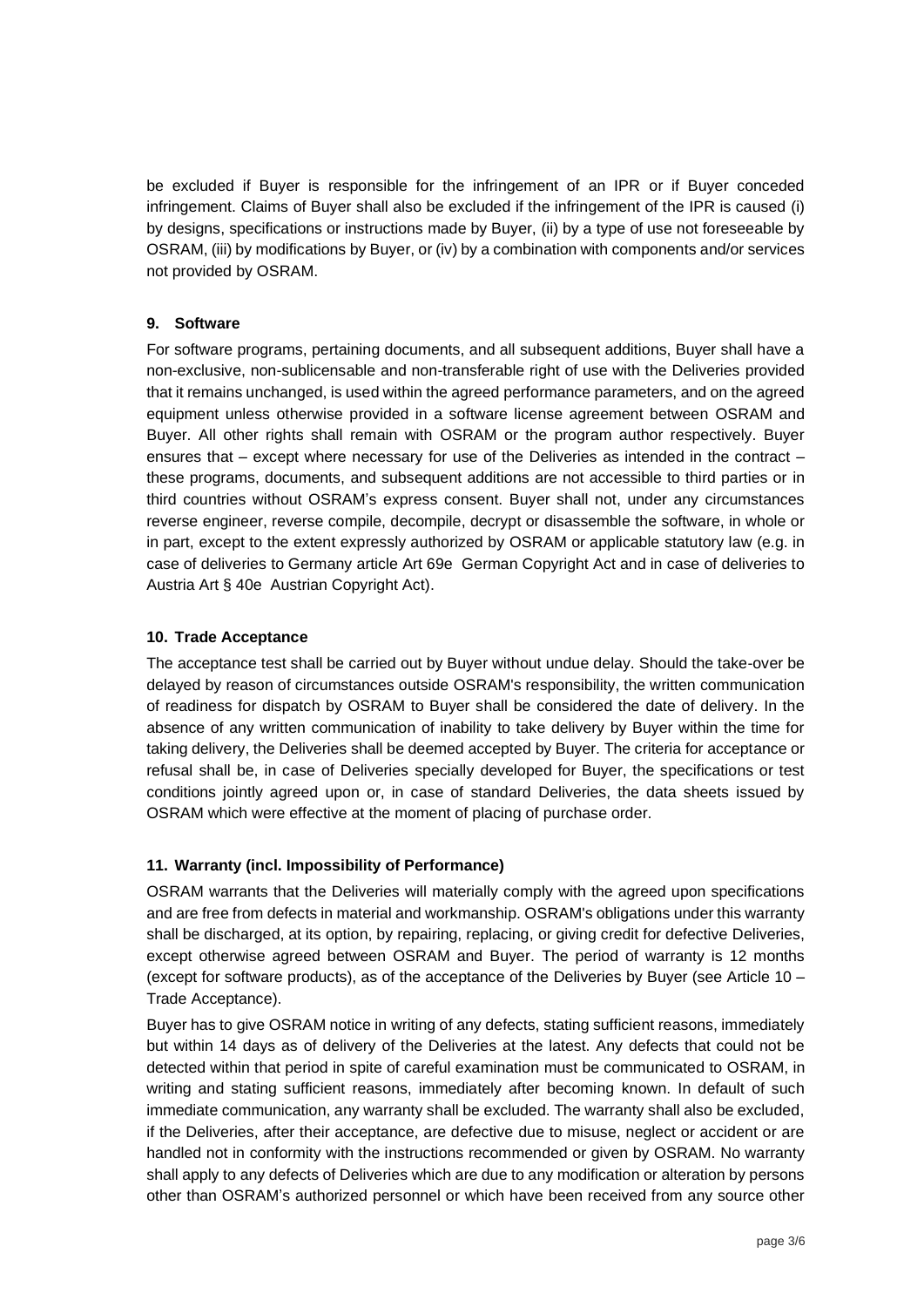be excluded if Buyer is responsible for the infringement of an IPR or if Buyer conceded infringement. Claims of Buyer shall also be excluded if the infringement of the IPR is caused (i) by designs, specifications or instructions made by Buyer, (ii) by a type of use not foreseeable by OSRAM, (iii) by modifications by Buyer, or (iv) by a combination with components and/or services not provided by OSRAM.

### 9. Software

For software programs, pertaining documents, and all subsequent additions, Buyer shall have a non-exclusive, non-sublicensable and non-transferable right of use with the Deliveries provided that it remains unchanged, is used within the agreed performance parameters, and on the agreed equipment unless otherwise provided in a software license agreement between OSRAM and Buyer. All other rights shall remain with OSRAM or the program author respectively. Buyer ensures that – except where necessary for use of the Deliveries as intended in the contract – these programs, documents, and subsequent additions are not accessible to third parties or in third countries without OSRAM's express consent. Buyer shall not, under any circumstances reverse engineer, reverse compile, decompile, decrypt or disassemble the software, in whole or in part, except to the extent expressly authorized by OSRAM or applicable statutory law (e.g. in case of deliveries to Germany article Art 69e German Copyright Act and in case of deliveries to Austria Art § 40e Austrian Copyright Act).

### 10. Trade Acceptance

The acceptance test shall be carried out by Buyer without undue delay. Should the take-over be delayed by reason of circumstances outside OSRAM's responsibility, the written communication of readiness for dispatch by OSRAM to Buyer shall be considered the date of delivery. In the absence of any written communication of inability to take delivery by Buyer within the time for taking delivery, the Deliveries shall be deemed accepted by Buyer. The criteria for acceptance or refusal shall be, in case of Deliveries specially developed for Buyer, the specifications or test conditions jointly agreed upon or, in case of standard Deliveries, the data sheets issued by OSRAM which were effective at the moment of placing of purchase order.

### 11. Warranty (incl. Impossibility of Performance)

OSRAM warrants that the Deliveries will materially comply with the agreed upon specifications and are free from defects in material and workmanship. OSRAM's obligations under this warranty shall be discharged, at its option, by repairing, replacing, or giving credit for defective Deliveries, except otherwise agreed between OSRAM and Buyer. The period of warranty is 12 months (except for software products), as of the acceptance of the Deliveries by Buyer (see Article 10 – Trade Acceptance).

Buyer has to give OSRAM notice in writing of any defects, stating sufficient reasons, immediately but within 14 days as of delivery of the Deliveries at the latest. Any defects that could not be detected within that period in spite of careful examination must be communicated to OSRAM, in writing and stating sufficient reasons, immediately after becoming known. In default of such immediate communication, any warranty shall be excluded. The warranty shall also be excluded, if the Deliveries, after their acceptance, are defective due to misuse, neglect or accident or are handled not in conformity with the instructions recommended or given by OSRAM. No warranty shall apply to any defects of Deliveries which are due to any modification or alteration by persons other than OSRAM's authorized personnel or which have been received from any source other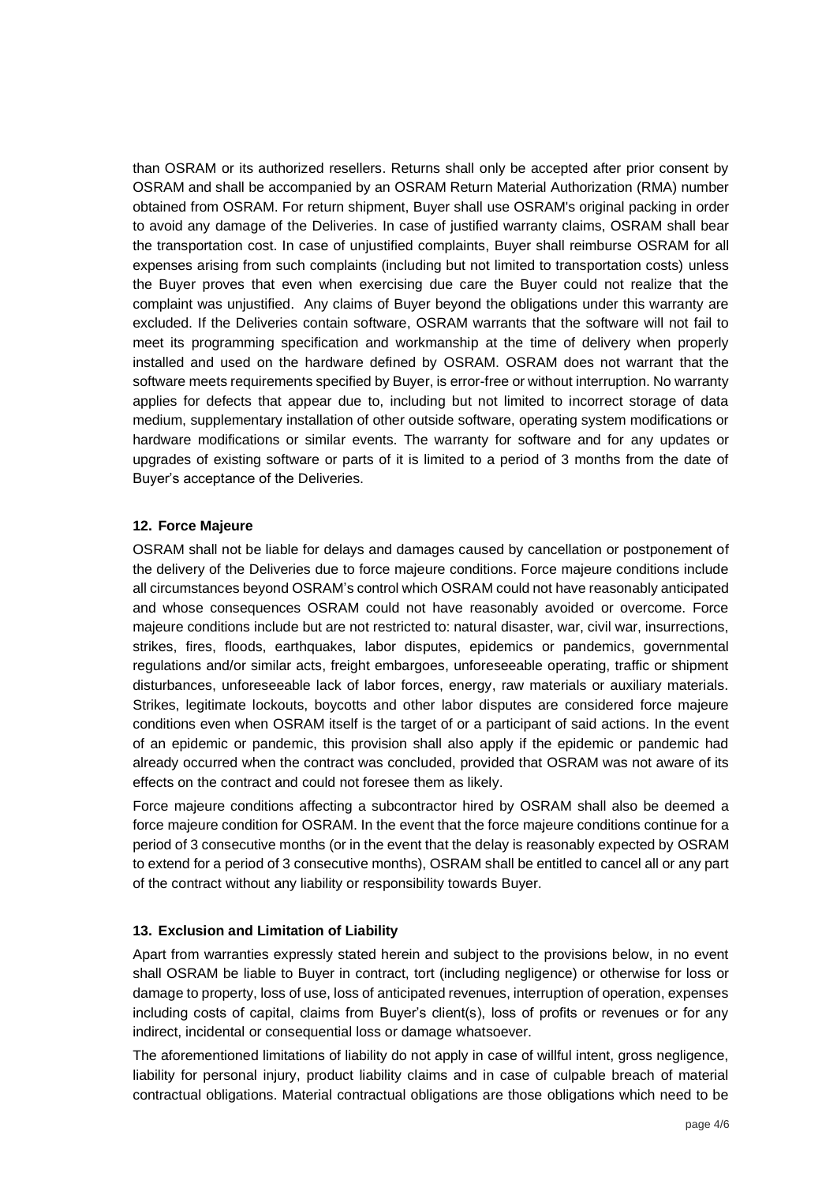than OSRAM or its authorized resellers. Returns shall only be accepted after prior consent by OSRAM and shall be accompanied by an OSRAM Return Material Authorization (RMA) number obtained from OSRAM. For return shipment, Buyer shall use OSRAM's original packing in order to avoid any damage of the Deliveries. In case of justified warranty claims, OSRAM shall bear the transportation cost. In case of unjustified complaints, Buyer shall reimburse OSRAM for all expenses arising from such complaints (including but not limited to transportation costs) unless the Buyer proves that even when exercising due care the Buyer could not realize that the complaint was unjustified. Any claims of Buyer beyond the obligations under this warranty are excluded. If the Deliveries contain software, OSRAM warrants that the software will not fail to meet its programming specification and workmanship at the time of delivery when properly installed and used on the hardware defined by OSRAM. OSRAM does not warrant that the software meets requirements specified by Buyer, is error-free or without interruption. No warranty applies for defects that appear due to, including but not limited to incorrect storage of data medium, supplementary installation of other outside software, operating system modifications or hardware modifications or similar events. The warranty for software and for any updates or upgrades of existing software or parts of it is limited to a period of 3 months from the date of Buyer's acceptance of the Deliveries.

### 12. Force Majeure

OSRAM shall not be liable for delays and damages caused by cancellation or postponement of the delivery of the Deliveries due to force majeure conditions. Force majeure conditions include all circumstances beyond OSRAM's control which OSRAM could not have reasonably anticipated and whose consequences OSRAM could not have reasonably avoided or overcome. Force majeure conditions include but are not restricted to: natural disaster, war, civil war, insurrections, strikes, fires, floods, earthquakes, labor disputes, epidemics or pandemics, governmental regulations and/or similar acts, freight embargoes, unforeseeable operating, traffic or shipment disturbances, unforeseeable lack of labor forces, energy, raw materials or auxiliary materials. Strikes, legitimate lockouts, boycotts and other labor disputes are considered force majeure conditions even when OSRAM itself is the target of or a participant of said actions. In the event of an epidemic or pandemic, this provision shall also apply if the epidemic or pandemic had already occurred when the contract was concluded, provided that OSRAM was not aware of its effects on the contract and could not foresee them as likely.

Force majeure conditions affecting a subcontractor hired by OSRAM shall also be deemed a force majeure condition for OSRAM. In the event that the force majeure conditions continue for a period of 3 consecutive months (or in the event that the delay is reasonably expected by OSRAM to extend for a period of 3 consecutive months), OSRAM shall be entitled to cancel all or any part of the contract without any liability or responsibility towards Buyer.

### 13. Exclusion and Limitation of Liability

Apart from warranties expressly stated herein and subject to the provisions below, in no event shall OSRAM be liable to Buyer in contract, tort (including negligence) or otherwise for loss or damage to property, loss of use, loss of anticipated revenues, interruption of operation, expenses including costs of capital, claims from Buyer's client(s), loss of profits or revenues or for any indirect, incidental or consequential loss or damage whatsoever.

The aforementioned limitations of liability do not apply in case of willful intent, gross negligence, liability for personal injury, product liability claims and in case of culpable breach of material contractual obligations. Material contractual obligations are those obligations which need to be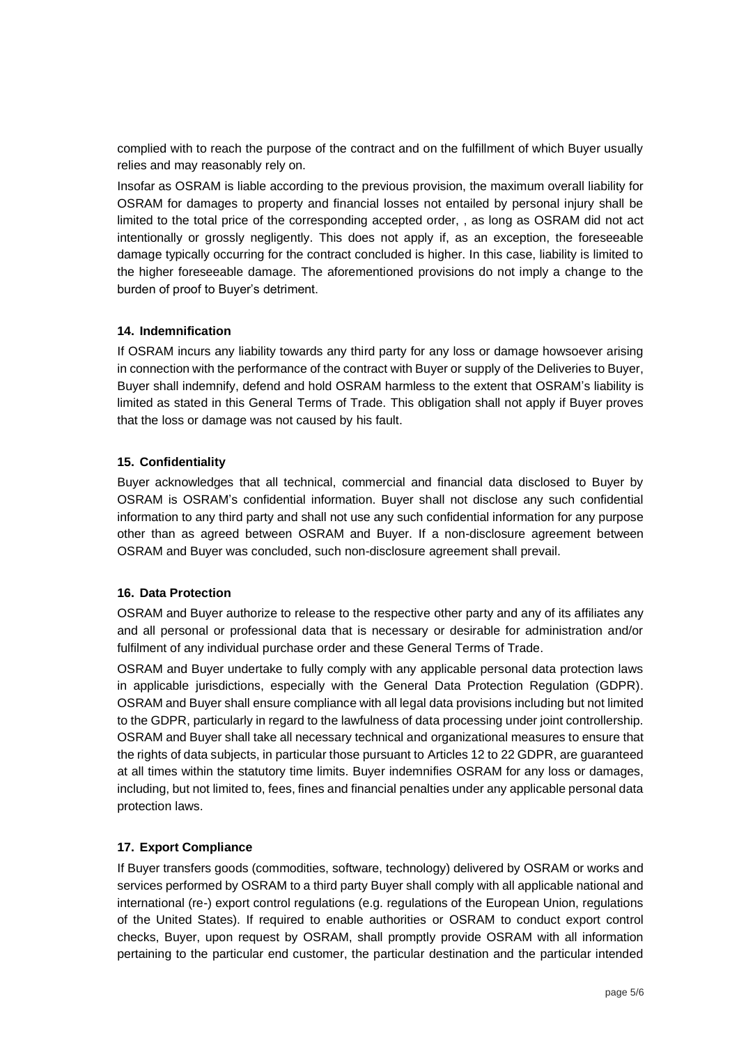complied with to reach the purpose of the contract and on the fulfillment of which Buyer usually relies and may reasonably rely on.

Insofar as OSRAM is liable according to the previous provision, the maximum overall liability for OSRAM for damages to property and financial losses not entailed by personal injury shall be limited to the total price of the corresponding accepted order, , as long as OSRAM did not act intentionally or grossly negligently. This does not apply if, as an exception, the foreseeable damage typically occurring for the contract concluded is higher. In this case, liability is limited to the higher foreseeable damage. The aforementioned provisions do not imply a change to the burden of proof to Buyer's detriment.

### 14. Indemnification

If OSRAM incurs any liability towards any third party for any loss or damage howsoever arising in connection with the performance of the contract with Buyer or supply of the Deliveries to Buyer, Buyer shall indemnify, defend and hold OSRAM harmless to the extent that OSRAM's liability is limited as stated in this General Terms of Trade. This obligation shall not apply if Buyer proves that the loss or damage was not caused by his fault.

### 15. Confidentiality

Buyer acknowledges that all technical, commercial and financial data disclosed to Buyer by OSRAM is OSRAM's confidential information. Buyer shall not disclose any such confidential information to any third party and shall not use any such confidential information for any purpose other than as agreed between OSRAM and Buyer. If a non-disclosure agreement between OSRAM and Buyer was concluded, such non-disclosure agreement shall prevail.

### 16. Data Protection

OSRAM and Buyer authorize to release to the respective other party and any of its affiliates any and all personal or professional data that is necessary or desirable for administration and/or fulfilment of any individual purchase order and these General Terms of Trade.

OSRAM and Buyer undertake to fully comply with any applicable personal data protection laws in applicable jurisdictions, especially with the General Data Protection Regulation (GDPR). OSRAM and Buyer shall ensure compliance with all legal data provisions including but not limited to the GDPR, particularly in regard to the lawfulness of data processing under joint controllership. OSRAM and Buyer shall take all necessary technical and organizational measures to ensure that the rights of data subjects, in particular those pursuant to Articles 12 to 22 GDPR, are guaranteed at all times within the statutory time limits. Buyer indemnifies OSRAM for any loss or damages, including, but not limited to, fees, fines and financial penalties under any applicable personal data protection laws.

### 17. Export Compliance

If Buyer transfers goods (commodities, software, technology) delivered by OSRAM or works and services performed by OSRAM to a third party Buyer shall comply with all applicable national and international (re-) export control regulations (e.g. regulations of the European Union, regulations of the United States). If required to enable authorities or OSRAM to conduct export control checks, Buyer, upon request by OSRAM, shall promptly provide OSRAM with all information pertaining to the particular end customer, the particular destination and the particular intended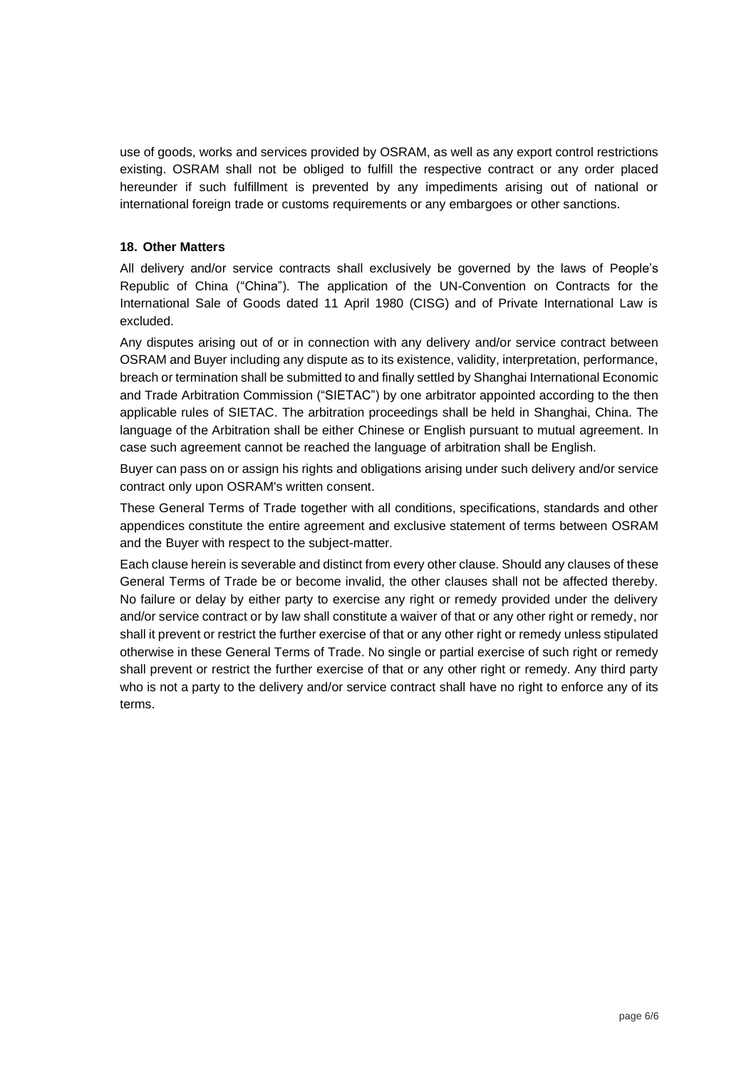use of goods, works and services provided by OSRAM, as well as any export control restrictions existing. OSRAM shall not be obliged to fulfill the respective contract or any order placed hereunder if such fulfillment is prevented by any impediments arising out of national or international foreign trade or customs requirements or any embargoes or other sanctions.

## 18. Other Matters

All delivery and/or service contracts shall exclusively be governed by the laws of People's Republic of China ("China"). The application of the UN-Convention on Contracts for the International Sale of Goods dated 11 April 1980 (CISG) and of Private International Law is excluded.

Any disputes arising out of or in connection with any delivery and/or service contract between OSRAM and Buyer including any dispute as to its existence, validity, interpretation, performance, breach or termination shall be submitted to and finally settled by Shanghai International Economic and Trade Arbitration Commission ("SIETAC") by one arbitrator appointed according to the then applicable rules of SIETAC. The arbitration proceedings shall be held in Shanghai, China. The language of the Arbitration shall be either Chinese or English pursuant to mutual agreement. In case such agreement cannot be reached the language of arbitration shall be English.

Buyer can pass on or assign his rights and obligations arising under such delivery and/or service contract only upon OSRAM's written consent.

These General Terms of Trade together with all conditions, specifications, standards and other appendices constitute the entire agreement and exclusive statement of terms between OSRAM and the Buyer with respect to the subject-matter.

Each clause herein is severable and distinct from every other clause. Should any clauses of these General Terms of Trade be or become invalid, the other clauses shall not be affected thereby. No failure or delay by either party to exercise any right or remedy provided under the delivery and/or service contract or by law shall constitute a waiver of that or any other right or remedy, nor shall it prevent or restrict the further exercise of that or any other right or remedy unless stipulated otherwise in these General Terms of Trade. No single or partial exercise of such right or remedy shall prevent or restrict the further exercise of that or any other right or remedy. Any third party who is not a party to the delivery and/or service contract shall have no right to enforce any of its terms.